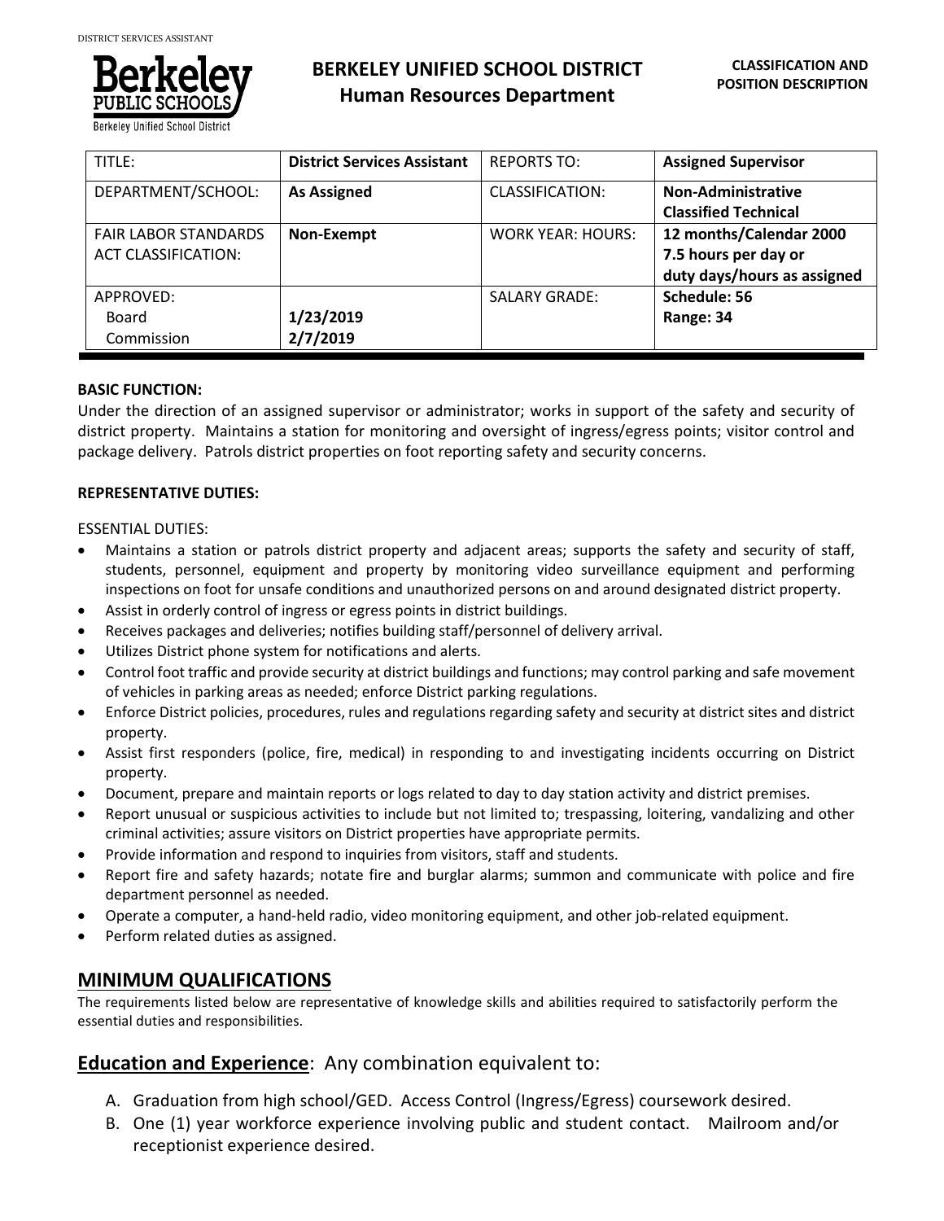# BERKELEY UNIFIED SCHOOL DISTRICT
## Human Resources Department

**CLASSIFICATION AND POSITION DESCRIPTION**

| TITLE: | **District Services Assistant** | REPORTS TO: | **Assigned Supervisor** |
|---|---|---|---|
| DEPARTMENT/SCHOOL: | **As Assigned** | CLASSIFICATION: | **Non-Administrative Classified Technical** |
| FAIR LABOR STANDARDS ACT CLASSIFICATION: | **Non-Exempt** | WORK YEAR: HOURS: | **12 months/Calendar 2000 7.5 hours per day or duty days/hours as assigned** |
| APPROVED: Board Commission | **1/23/2019 2/7/2019** | SALARY GRADE: | **Schedule: 56 Range: 34** |

**BASIC FUNCTION:**

Under the direction of an assigned supervisor or administrator; works in support of the safety and security of district property. Maintains a station for monitoring and oversight of ingress/egress points; visitor control and package delivery. Patrols district properties on foot reporting safety and security concerns.

**REPRESENTATIVE DUTIES:**

ESSENTIAL DUTIES:

- Maintains a station or patrols district property and adjacent areas; supports the safety and security of staff, students, personnel, equipment and property by monitoring video surveillance equipment and performing inspections on foot for unsafe conditions and unauthorized persons on and around designated district property.
- Assist in orderly control of ingress or egress points in district buildings.
- Receives packages and deliveries; notifies building staff/personnel of delivery arrival.
- Utilizes District phone system for notifications and alerts.
- Control foot traffic and provide security at district buildings and functions; may control parking and safe movement of vehicles in parking areas as needed; enforce District parking regulations.
- Enforce District policies, procedures, rules and regulations regarding safety and security at district sites and district property.
- Assist first responders (police, fire, medical) in responding to and investigating incidents occurring on District property.
- Document, prepare and maintain reports or logs related to day to day station activity and district premises.
- Report unusual or suspicious activities to include but not limited to; trespassing, loitering, vandalizing and other criminal activities; assure visitors on District properties have appropriate permits.
- Provide information and respond to inquiries from visitors, staff and students.
- Report fire and safety hazards; notate fire and burglar alarms; summon and communicate with police and fire department personnel as needed.
- Operate a computer, a hand-held radio, video monitoring equipment, and other job-related equipment.
- Perform related duties as assigned.

## MINIMUM QUALIFICATIONS

The requirements listed below are representative of knowledge skills and abilities required to satisfactorily perform the essential duties and responsibilities.

## Education and Experience: Any combination equivalent to:

A. Graduation from high school/GED. Access Control (Ingress/Egress) coursework desired.
B. One (1) year workforce experience involving public and student contact. Mailroom and/or receptionist experience desired.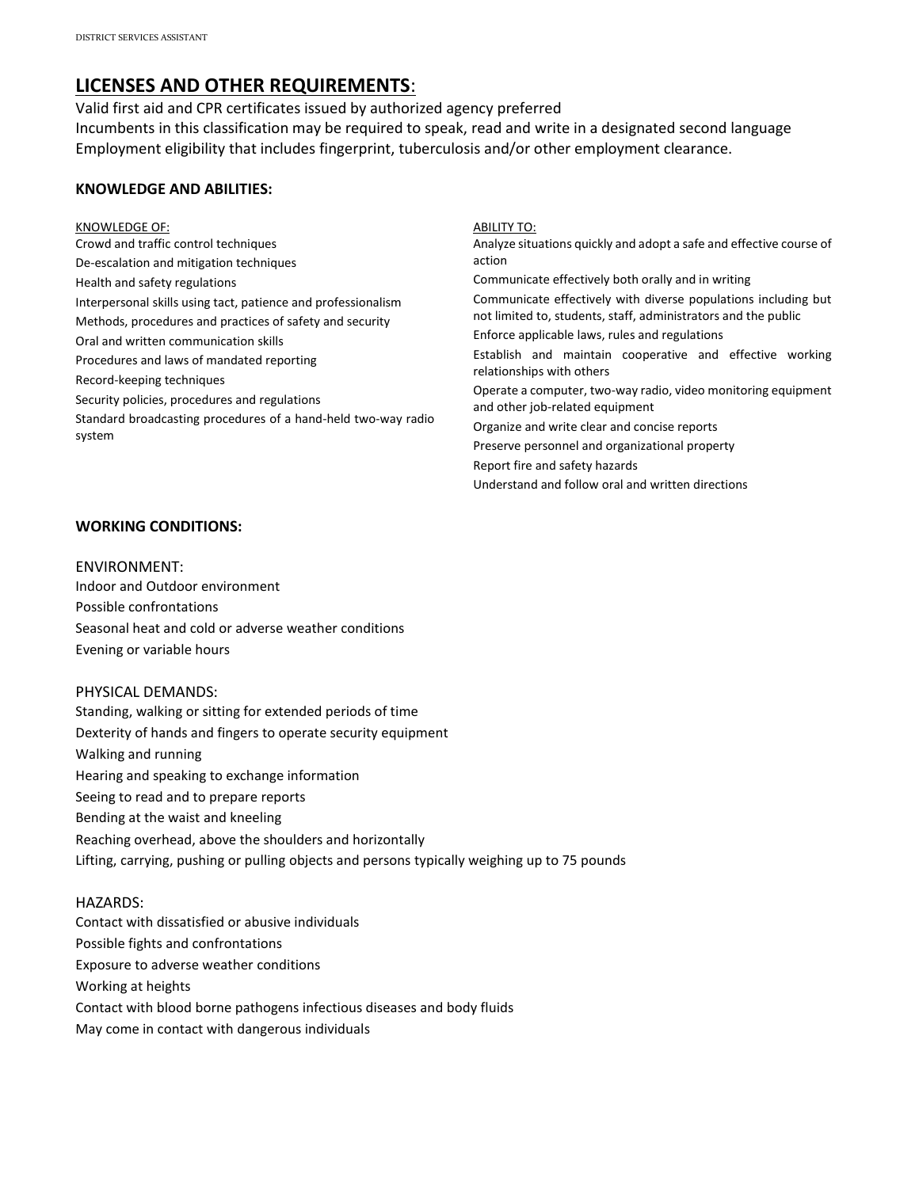## LICENSES AND OTHER REQUIREMENTS:

Valid first aid and CPR certificates issued by authorized agency preferred
Incumbents in this classification may be required to speak, read and write in a designated second language
Employment eligibility that includes fingerprint, tuberculosis and/or other employment clearance.

### KNOWLEDGE AND ABILITIES:

KNOWLEDGE OF:
Crowd and traffic control techniques
De-escalation and mitigation techniques
Health and safety regulations
Interpersonal skills using tact, patience and professionalism
Methods, procedures and practices of safety and security
Oral and written communication skills
Procedures and laws of mandated reporting
Record-keeping techniques
Security policies, procedures and regulations
Standard broadcasting procedures of a hand-held two-way radio system

ABILITY TO:
Analyze situations quickly and adopt a safe and effective course of action
Communicate effectively both orally and in writing
Communicate effectively with diverse populations including but not limited to, students, staff, administrators and the public
Enforce applicable laws, rules and regulations
Establish and maintain cooperative and effective working relationships with others
Operate a computer, two-way radio, video monitoring equipment and other job-related equipment
Organize and write clear and concise reports
Preserve personnel and organizational property
Report fire and safety hazards
Understand and follow oral and written directions

### WORKING CONDITIONS:

ENVIRONMENT:
Indoor and Outdoor environment
Possible confrontations
Seasonal heat and cold or adverse weather conditions
Evening or variable hours

PHYSICAL DEMANDS:
Standing, walking or sitting for extended periods of time
Dexterity of hands and fingers to operate security equipment
Walking and running
Hearing and speaking to exchange information
Seeing to read and to prepare reports
Bending at the waist and kneeling
Reaching overhead, above the shoulders and horizontally
Lifting, carrying, pushing or pulling objects and persons typically weighing up to 75 pounds

HAZARDS:
Contact with dissatisfied or abusive individuals
Possible fights and confrontations
Exposure to adverse weather conditions
Working at heights
Contact with blood borne pathogens infectious diseases and body fluids
May come in contact with dangerous individuals